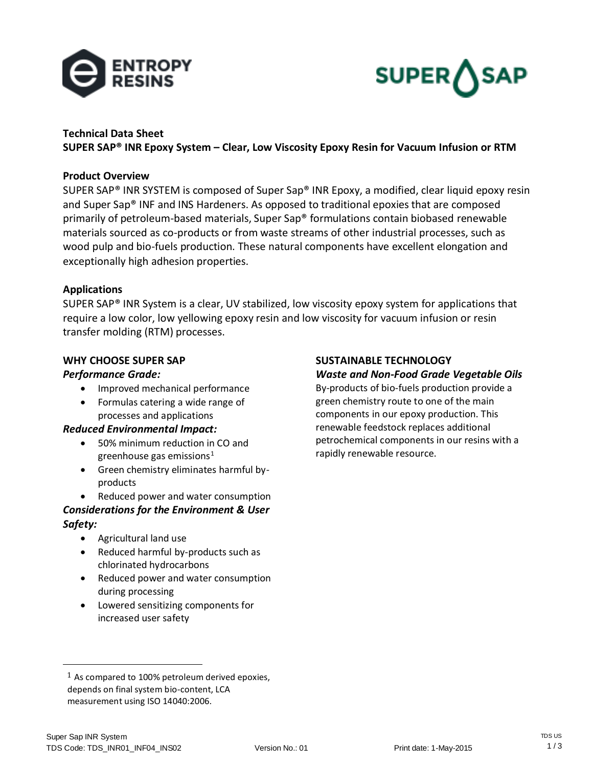**Technical Data Sheet**
**SUPER SAP® INR Epoxy System – Clear, Low Viscosity Epoxy Resin for Vacuum Infusion or RTM**

## Product Overview

SUPER SAP® INR SYSTEM is composed of Super Sap® INR Epoxy, a modified, clear liquid epoxy resin and Super Sap® INF and INS Hardeners. As opposed to traditional epoxies that are composed primarily of petroleum-based materials, Super Sap® formulations contain biobased renewable materials sourced as co-products or from waste streams of other industrial processes, such as wood pulp and bio-fuels production. These natural components have excellent elongation and exceptionally high adhesion properties.

## Applications

SUPER SAP® INR System is a clear, UV stabilized, low viscosity epoxy system for applications that require a low color, low yellowing epoxy resin and low viscosity for vacuum infusion or resin transfer molding (RTM) processes.

## WHY CHOOSE SUPER SAP

***Performance Grade:***

- Improved mechanical performance
- Formulas catering a wide range of processes and applications

***Reduced Environmental Impact:***

- 50% minimum reduction in CO and greenhouse gas emissions[1]
- Green chemistry eliminates harmful by-products
- Reduced power and water consumption

***Considerations for the Environment & User Safety:***

- Agricultural land use
- Reduced harmful by-products such as chlorinated hydrocarbons
- Reduced power and water consumption during processing
- Lowered sensitizing components for increased user safety

## SUSTAINABLE TECHNOLOGY

***Waste and Non-Food Grade Vegetable Oils***

By-products of bio-fuels production provide a green chemistry route to one of the main components in our epoxy production. This renewable feedstock replaces additional petrochemical components in our resins with a rapidly renewable resource.

---

[1] As compared to 100% petroleum derived epoxies, depends on final system bio-content, LCA measurement using ISO 14040:2006.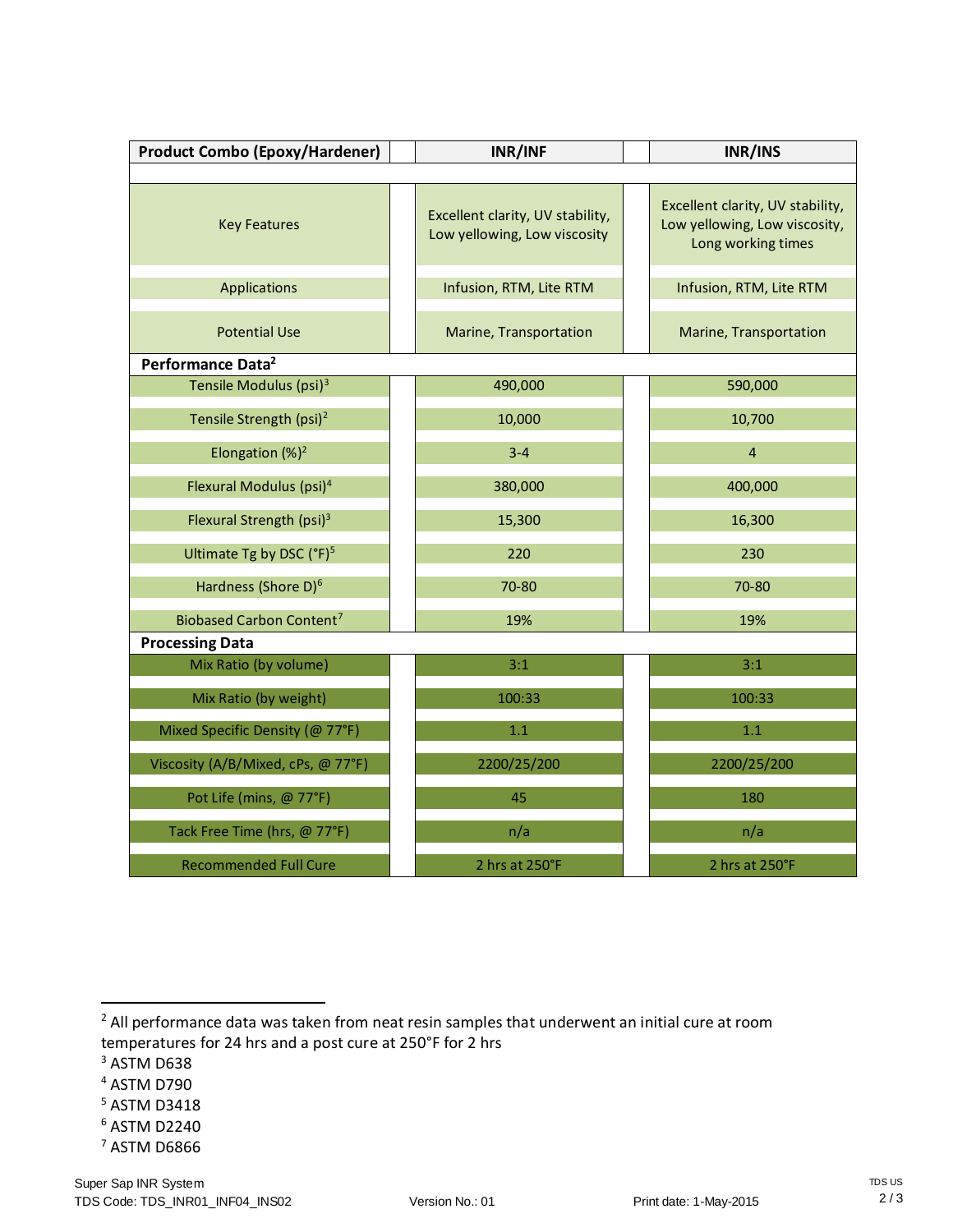| Product Combo (Epoxy/Hardener) | INR/INF | INR/INS |
|---|---|---|
| Key Features | Excellent clarity, UV stability, Low yellowing, Low viscosity | Excellent clarity, UV stability, Low yellowing, Low viscosity, Long working times |
| Applications | Infusion, RTM, Lite RTM | Infusion, RTM, Lite RTM |
| Potential Use | Marine, Transportation | Marine, Transportation |
| **Performance Data**[2] | | |
| Tensile Modulus (psi)[3] | 490,000 | 590,000 |
| Tensile Strength (psi)[2] | 10,000 | 10,700 |
| Elongation (%)[2] | 3-4 | 4 |
| Flexural Modulus (psi)[4] | 380,000 | 400,000 |
| Flexural Strength (psi)[3] | 15,300 | 16,300 |
| Ultimate Tg by DSC (°F)[5] | 220 | 230 |
| Hardness (Shore D)[6] | 70-80 | 70-80 |
| Biobased Carbon Content[7] | 19% | 19% |
| **Processing Data** | | |
| Mix Ratio (by volume) | 3:1 | 3:1 |
| Mix Ratio (by weight) | 100:33 | 100:33 |
| Mixed Specific Density (@ 77°F) | 1.1 | 1.1 |
| Viscosity (A/B/Mixed, cPs, @ 77°F) | 2200/25/200 | 2200/25/200 |
| Pot Life (mins, @ 77°F) | 45 | 180 |
| Tack Free Time (hrs, @ 77°F) | n/a | n/a |
| Recommended Full Cure | 2 hrs at 250°F | 2 hrs at 250°F |

[2] All performance data was taken from neat resin samples that underwent an initial cure at room temperatures for 24 hrs and a post cure at 250°F for 2 hrs

[3] ASTM D638

[4] ASTM D790

[5] ASTM D3418

[6] ASTM D2240

[7] ASTM D6866

Super Sap INR System
TDS Code: TDS_INR01_INF04_INS02 Version No.: 01 Print date: 1-May-2015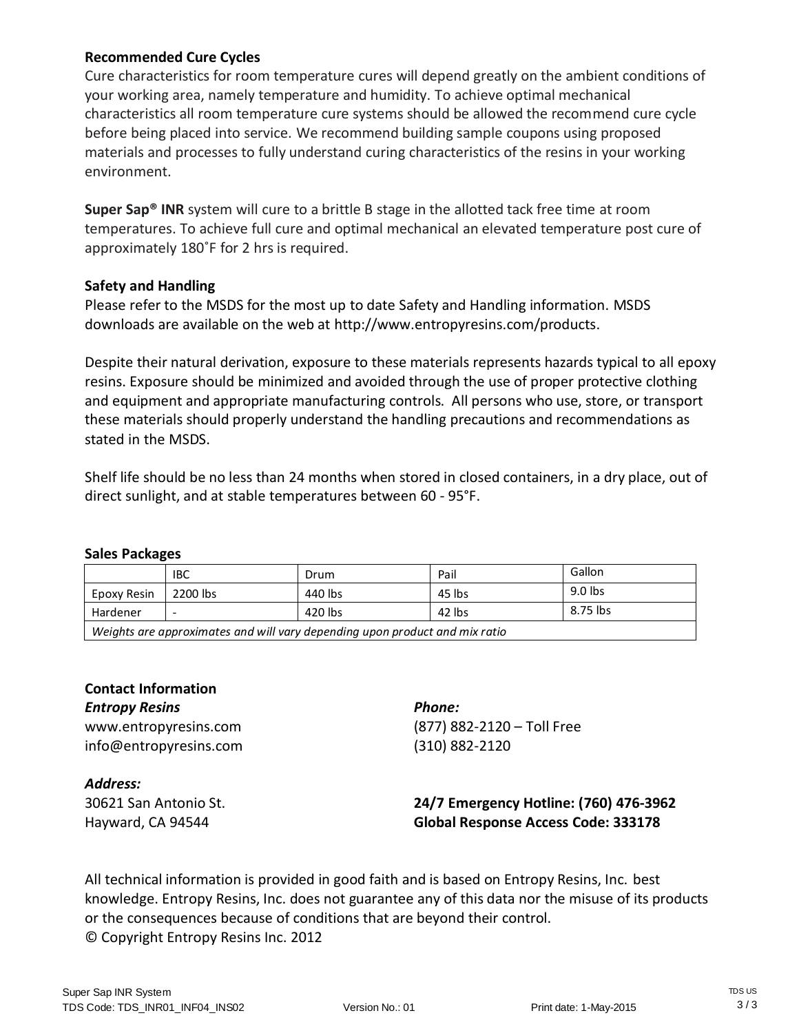## Recommended Cure Cycles

Cure characteristics for room temperature cures will depend greatly on the ambient conditions of your working area, namely temperature and humidity. To achieve optimal mechanical characteristics all room temperature cure systems should be allowed the recommend cure cycle before being placed into service. We recommend building sample coupons using proposed materials and processes to fully understand curing characteristics of the resins in your working environment.

**Super Sap® INR** system will cure to a brittle B stage in the allotted tack free time at room temperatures. To achieve full cure and optimal mechanical an elevated temperature post cure of approximately 180˚F for 2 hrs is required.

## Safety and Handling

Please refer to the MSDS for the most up to date Safety and Handling information. MSDS downloads are available on the web at http://www.entropyresins.com/products.

Despite their natural derivation, exposure to these materials represents hazards typical to all epoxy resins. Exposure should be minimized and avoided through the use of proper protective clothing and equipment and appropriate manufacturing controls. All persons who use, store, or transport these materials should properly understand the handling precautions and recommendations as stated in the MSDS.

Shelf life should be no less than 24 months when stored in closed containers, in a dry place, out of direct sunlight, and at stable temperatures between 60 - 95°F.

## Sales Packages

| | IBC | Drum | Pail | Gallon |
|---|---|---|---|---|
| Epoxy Resin | 2200 lbs | 440 lbs | 45 lbs | 9.0 lbs |
| Hardener | - | 420 lbs | 42 lbs | 8.75 lbs |
| *Weights are approximates and will vary depending upon product and mix ratio* | | | | |

## Contact Information

***Entropy Resins***
www.entropyresins.com
info@entropyresins.com

***Phone:***
(877) 882-2120 – Toll Free
(310) 882-2120

***Address:***
30621 San Antonio St.
Hayward, CA 94544

**24/7 Emergency Hotline: (760) 476-3962**
**Global Response Access Code: 333178**

All technical information is provided in good faith and is based on Entropy Resins, Inc. best knowledge. Entropy Resins, Inc. does not guarantee any of this data nor the misuse of its products or the consequences because of conditions that are beyond their control.
© Copyright Entropy Resins Inc. 2012